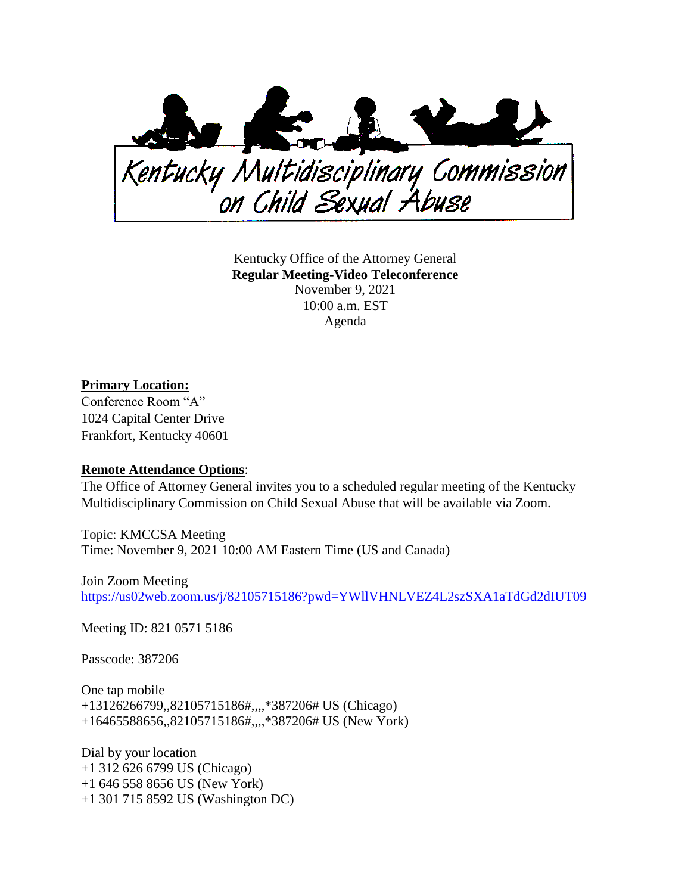Kentucky Multidisciplinary Commission on Child Sexual Abuse

Kentucky Office of the Attorney General
**Regular Meeting-Video Teleconference**
November 9, 2021
10:00 a.m. EST
Agenda

**Primary Location:**
Conference Room "A"
1024 Capital Center Drive
Frankfort, Kentucky 40601

**Remote Attendance Options**:
The Office of Attorney General invites you to a scheduled regular meeting of the Kentucky Multidisciplinary Commission on Child Sexual Abuse that will be available via Zoom.

Topic: KMCCSA Meeting
Time: November 9, 2021 10:00 AM Eastern Time (US and Canada)

Join Zoom Meeting
https://us02web.zoom.us/j/82105715186?pwd=YWllVHNLVEZ4L2szSXA1aTdGd2dIUT09

Meeting ID: 821 0571 5186

Passcode: 387206

One tap mobile
+13126266799,,82105715186#,,,,*387206# US (Chicago)
+16465588656,,82105715186#,,,,*387206# US (New York)

Dial by your location
+1 312 626 6799 US (Chicago)
+1 646 558 8656 US (New York)
+1 301 715 8592 US (Washington DC)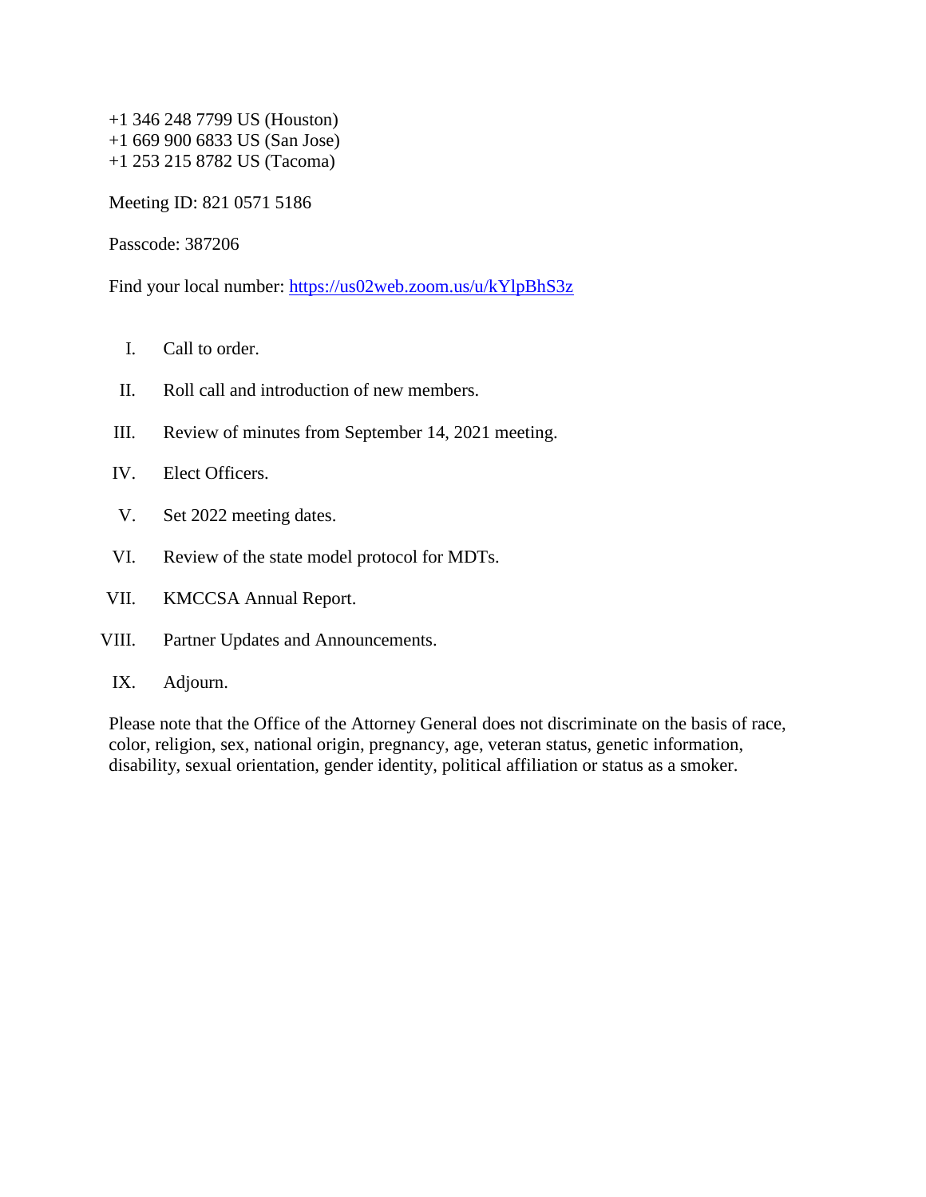+1 346 248 7799 US (Houston)
+1 669 900 6833 US (San Jose)
+1 253 215 8782 US (Tacoma)

Meeting ID: 821 0571 5186

Passcode: 387206

Find your local number: https://us02web.zoom.us/u/kYlpBhS3z

I. Call to order.

II. Roll call and introduction of new members.

III. Review of minutes from September 14, 2021 meeting.

IV. Elect Officers.

V. Set 2022 meeting dates.

VI. Review of the state model protocol for MDTs.

VII. KMCCSA Annual Report.

VIII. Partner Updates and Announcements.

IX. Adjourn.

Please note that the Office of the Attorney General does not discriminate on the basis of race, color, religion, sex, national origin, pregnancy, age, veteran status, genetic information, disability, sexual orientation, gender identity, political affiliation or status as a smoker.